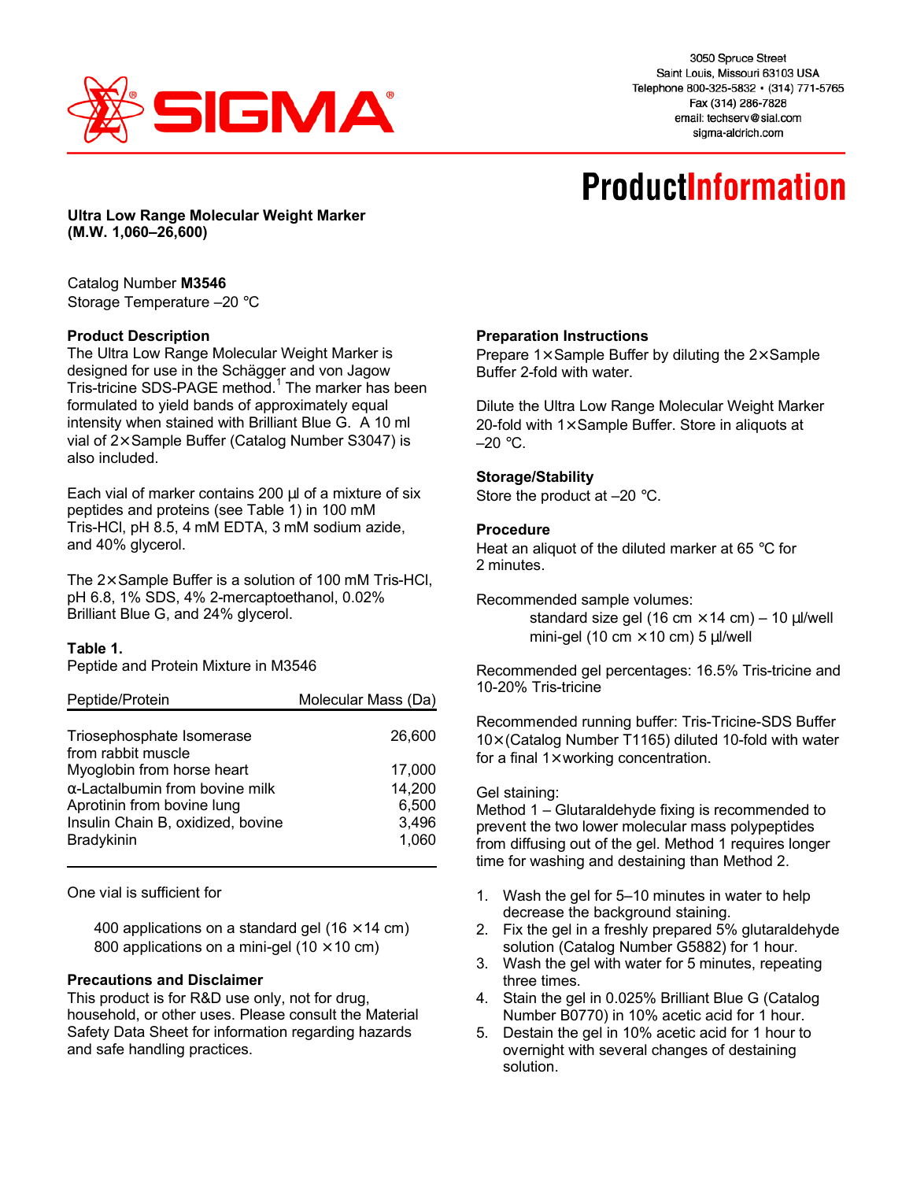3050 Spruce Street
Saint Louis, Missouri 63103 USA
Telephone 800-325-5832 • (314) 771-5765
Fax (314) 286-7828
email: techserv@sial.com
sigma-aldrich.com

# ProductInformation

**Ultra Low Range Molecular Weight Marker (M.W. 1,060–26,600)**

Catalog Number **M3546**
Storage Temperature –20 °C

## Product Description

The Ultra Low Range Molecular Weight Marker is designed for use in the Schägger and von Jagow Tris-tricine SDS-PAGE method.[1] The marker has been formulated to yield bands of approximately equal intensity when stained with Brilliant Blue G. A 10 ml vial of 2×Sample Buffer (Catalog Number S3047) is also included.

Each vial of marker contains 200 μl of a mixture of six peptides and proteins (see Table 1) in 100 mM Tris-HCl, pH 8.5, 4 mM EDTA, 3 mM sodium azide, and 40% glycerol.

The 2×Sample Buffer is a solution of 100 mM Tris-HCl, pH 6.8, 1% SDS, 4% 2-mercaptoethanol, 0.02% Brilliant Blue G, and 24% glycerol.

**Table 1.**
Peptide and Protein Mixture in M3546

| Peptide/Protein | Molecular Mass (Da) |
|---|---|
| Triosephosphate Isomerase from rabbit muscle | 26,600 |
| Myoglobin from horse heart | 17,000 |
| α-Lactalbumin from bovine milk | 14,200 |
| Aprotinin from bovine lung | 6,500 |
| Insulin Chain B, oxidized, bovine | 3,496 |
| Bradykinin | 1,060 |

One vial is sufficient for

400 applications on a standard gel (16 × 14 cm)
800 applications on a mini-gel (10 × 10 cm)

## Precautions and Disclaimer

This product is for R&D use only, not for drug, household, or other uses. Please consult the Material Safety Data Sheet for information regarding hazards and safe handling practices.

## Preparation Instructions

Prepare 1×Sample Buffer by diluting the 2×Sample Buffer 2-fold with water.

Dilute the Ultra Low Range Molecular Weight Marker 20-fold with 1×Sample Buffer. Store in aliquots at –20 °C.

## Storage/Stability

Store the product at –20 °C.

## Procedure

Heat an aliquot of the diluted marker at 65 °C for 2 minutes.

Recommended sample volumes:
standard size gel (16 cm × 14 cm) – 10 μl/well
mini-gel (10 cm × 10 cm) 5 μl/well

Recommended gel percentages: 16.5% Tris-tricine and 10-20% Tris-tricine

Recommended running buffer: Tris-Tricine-SDS Buffer 10×(Catalog Number T1165) diluted 10-fold with water for a final 1×working concentration.

Gel staining:
Method 1 – Glutaraldehyde fixing is recommended to prevent the two lower molecular mass polypeptides from diffusing out of the gel. Method 1 requires longer time for washing and destaining than Method 2.

1. Wash the gel for 5–10 minutes in water to help decrease the background staining.
2. Fix the gel in a freshly prepared 5% glutaraldehyde solution (Catalog Number G5882) for 1 hour.
3. Wash the gel with water for 5 minutes, repeating three times.
4. Stain the gel in 0.025% Brilliant Blue G (Catalog Number B0770) in 10% acetic acid for 1 hour.
5. Destain the gel in 10% acetic acid for 1 hour to overnight with several changes of destaining solution.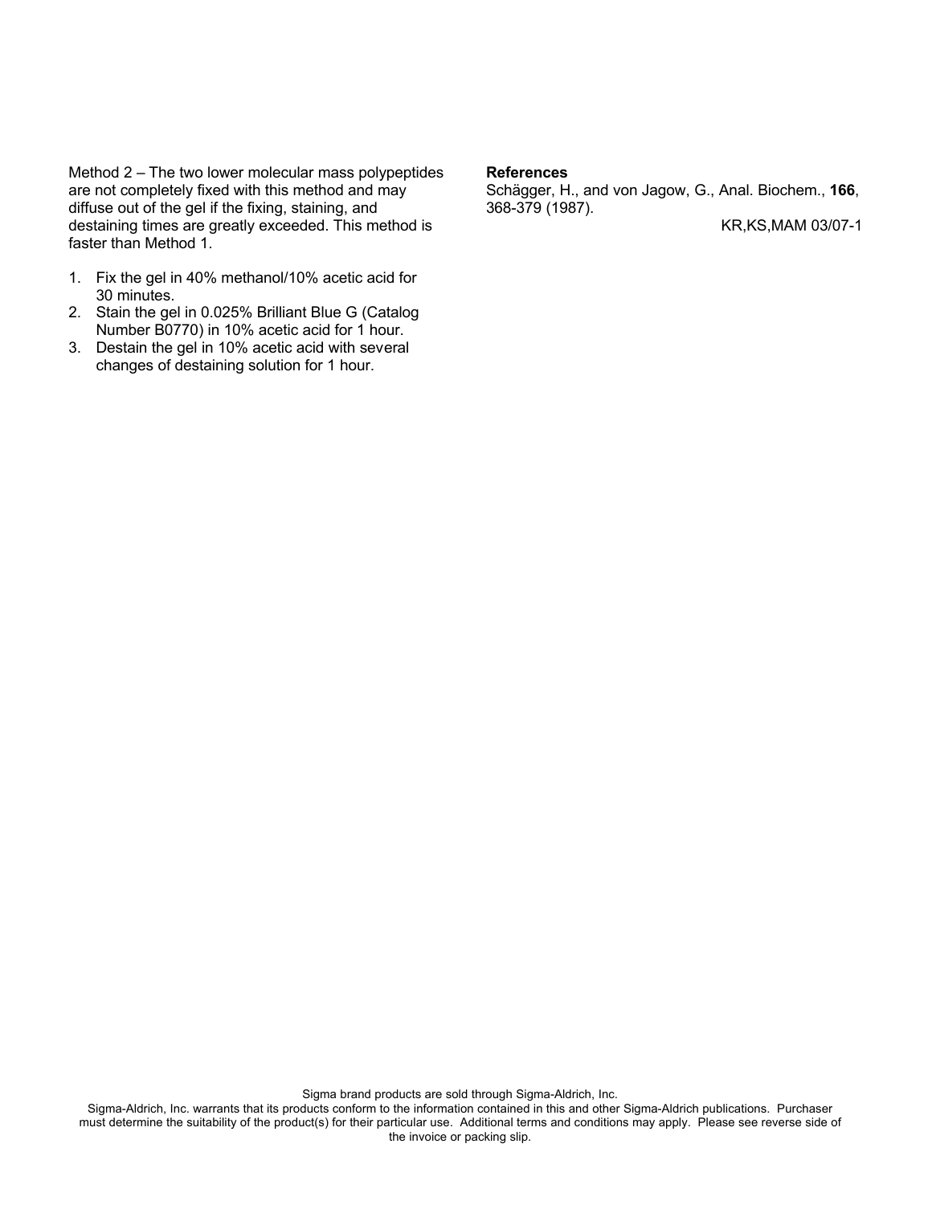Method 2 – The two lower molecular mass polypeptides are not completely fixed with this method and may diffuse out of the gel if the fixing, staining, and destaining times are greatly exceeded. This method is faster than Method 1.

1. Fix the gel in 40% methanol/10% acetic acid for 30 minutes.
2. Stain the gel in 0.025% Brilliant Blue G (Catalog Number B0770) in 10% acetic acid for 1 hour.
3. Destain the gel in 10% acetic acid with several changes of destaining solution for 1 hour.

**References**

Schägger, H., and von Jagow, G., Anal. Biochem., **166**, 368-379 (1987).

KR,KS,MAM 03/07-1

Sigma brand products are sold through Sigma-Aldrich, Inc.

Sigma-Aldrich, Inc. warrants that its products conform to the information contained in this and other Sigma-Aldrich publications. Purchaser must determine the suitability of the product(s) for their particular use. Additional terms and conditions may apply. Please see reverse side of the invoice or packing slip.